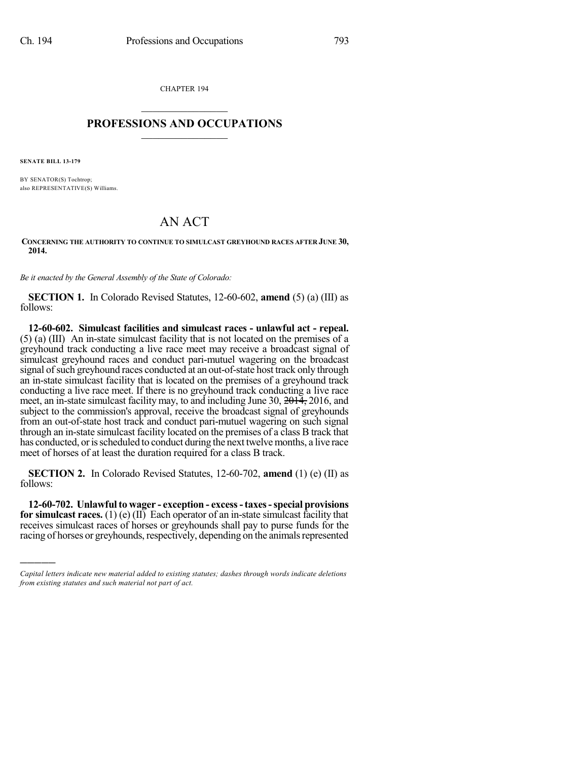CHAPTER 194

# PROFESSIONS AND OCCUPATIONS

**SENATE BILL 13-179**

BY SENATOR(S) Tochtrop;
also REPRESENTATIVE(S) Williams.

# AN ACT

**CONCERNING THE AUTHORITY TO CONTINUE TO SIMULCAST GREYHOUND RACES AFTER JUNE 30, 2014.**

*Be it enacted by the General Assembly of the State of Colorado:*

**SECTION 1.** In Colorado Revised Statutes, 12-60-602, **amend** (5) (a) (III) as follows:

**12-60-602. Simulcast facilities and simulcast races - unlawful act - repeal.** (5) (a) (III) An in-state simulcast facility that is not located on the premises of a greyhound track conducting a live race meet may receive a broadcast signal of simulcast greyhound races and conduct pari-mutuel wagering on the broadcast signal of such greyhound races conducted at an out-of-state host track only through an in-state simulcast facility that is located on the premises of a greyhound track conducting a live race meet. If there is no greyhound track conducting a live race meet, an in-state simulcast facility may, to and including June 30, ~~2014,~~ 2016, and subject to the commission's approval, receive the broadcast signal of greyhounds from an out-of-state host track and conduct pari-mutuel wagering on such signal through an in-state simulcast facility located on the premises of a class B track that has conducted, or is scheduled to conduct during the next twelve months, a live race meet of horses of at least the duration required for a class B track.

**SECTION 2.** In Colorado Revised Statutes, 12-60-702, **amend** (1) (e) (II) as follows:

**12-60-702. Unlawful to wager - exception - excess - taxes - special provisions for simulcast races.** (1) (e) (II) Each operator of an in-state simulcast facility that receives simulcast races of horses or greyhounds shall pay to purse funds for the racing of horses or greyhounds, respectively, depending on the animals represented

*Capital letters indicate new material added to existing statutes; dashes through words indicate deletions from existing statutes and such material not part of act.*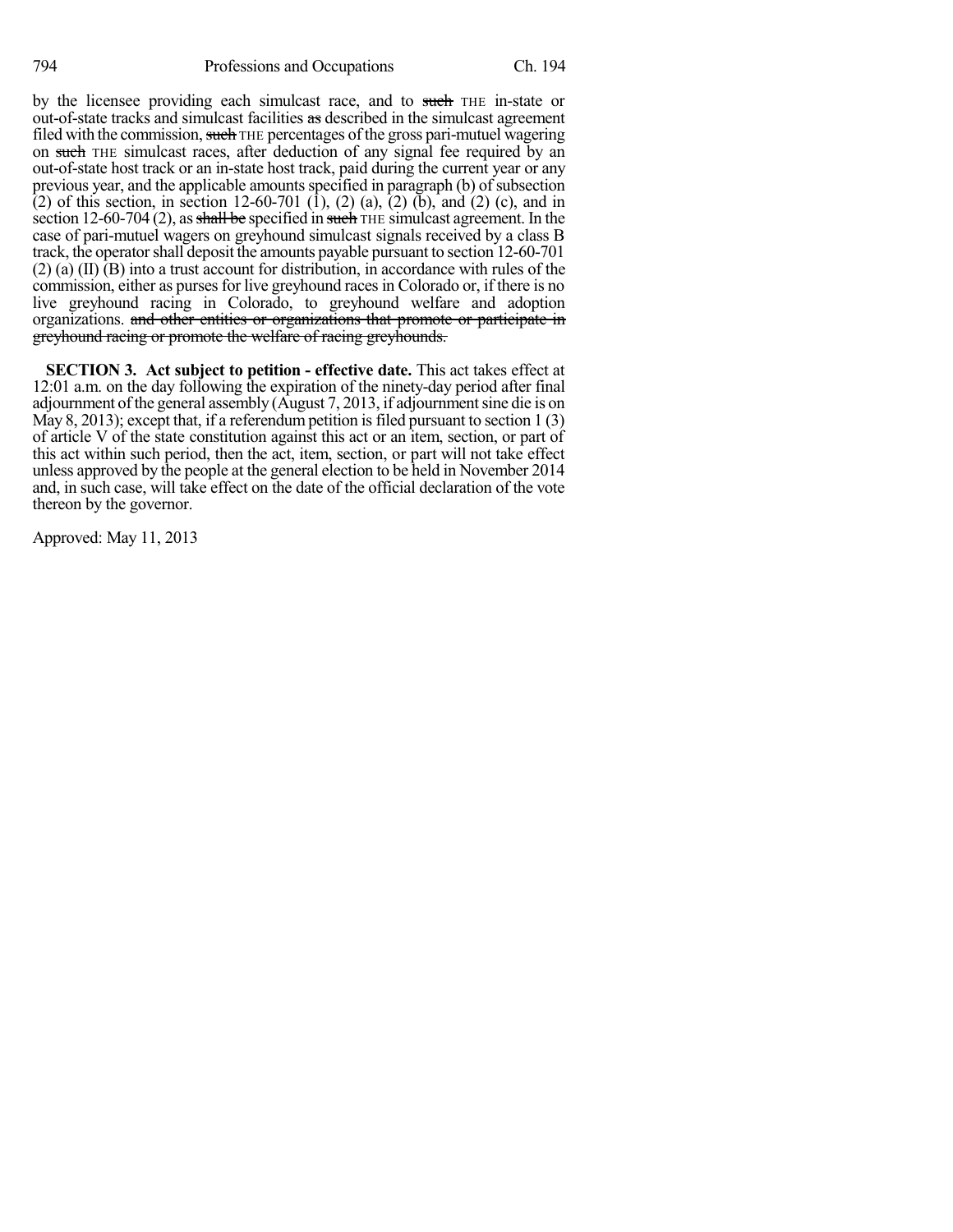by the licensee providing each simulcast race, and to ~~such~~ THE in-state or out-of-state tracks and simulcast facilities ~~as~~ described in the simulcast agreement filed with the commission, ~~such~~ THE percentages of the gross pari-mutuel wagering on ~~such~~ THE simulcast races, after deduction of any signal fee required by an out-of-state host track or an in-state host track, paid during the current year or any previous year, and the applicable amounts specified in paragraph (b) of subsection (2) of this section, in section 12-60-701 (1), (2) (a), (2) (b), and (2) (c), and in section 12-60-704 (2), as ~~shall be~~ specified in ~~such~~ THE simulcast agreement. In the case of pari-mutuel wagers on greyhound simulcast signals received by a class B track, the operator shall deposit the amounts payable pursuant to section 12-60-701 (2) (a) (II) (B) into a trust account for distribution, in accordance with rules of the commission, either as purses for live greyhound races in Colorado or, if there is no live greyhound racing in Colorado, to greyhound welfare and adoption organizations. ~~and other entities or organizations that promote or participate in greyhound racing or promote the welfare of racing greyhounds.~~

**SECTION 3. Act subject to petition - effective date.** This act takes effect at 12:01 a.m. on the day following the expiration of the ninety-day period after final adjournment of the general assembly (August 7, 2013, if adjournment sine die is on May 8, 2013); except that, if a referendum petition is filed pursuant to section 1 (3) of article V of the state constitution against this act or an item, section, or part of this act within such period, then the act, item, section, or part will not take effect unless approved by the people at the general election to be held in November 2014 and, in such case, will take effect on the date of the official declaration of the vote thereon by the governor.

Approved: May 11, 2013